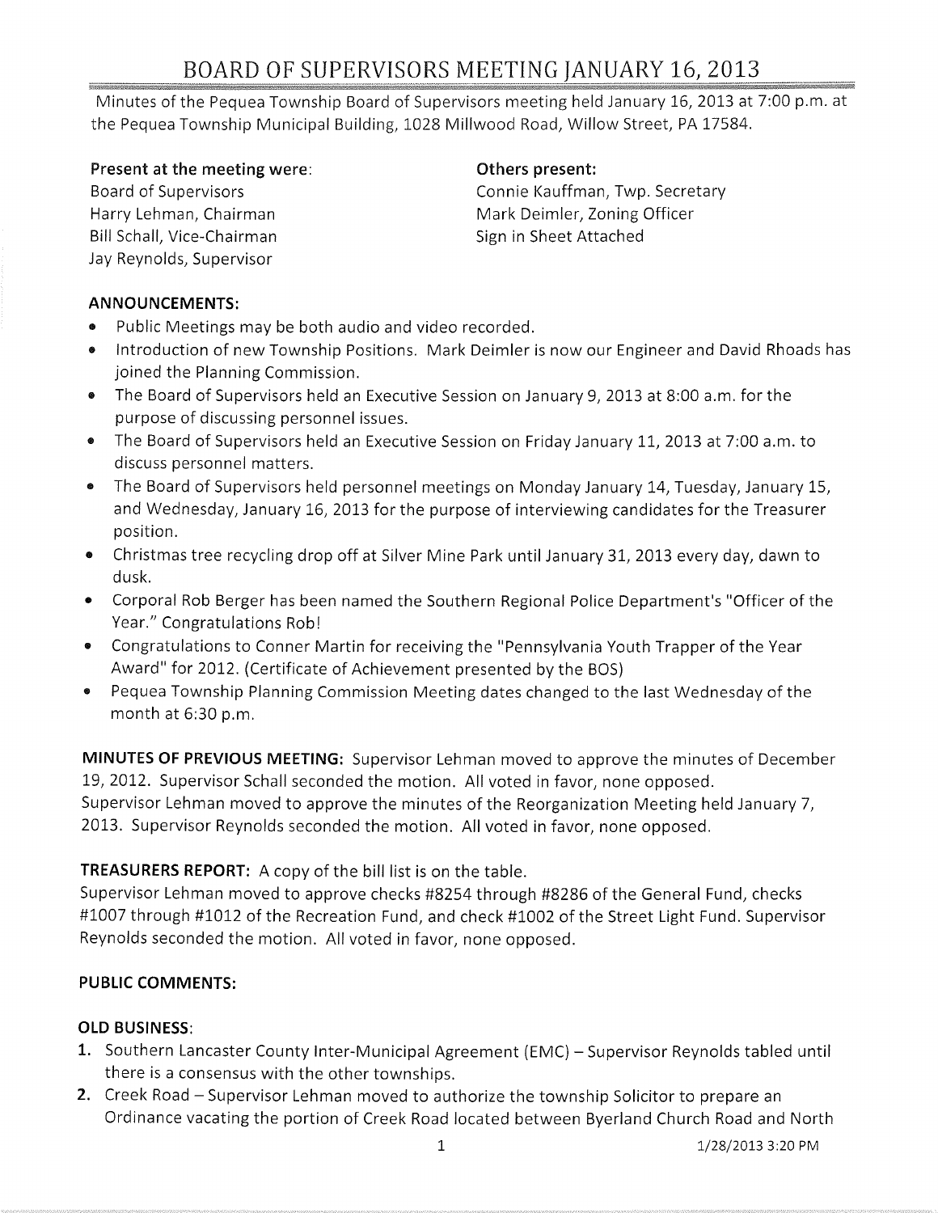# BOARD OF SUPERVISORS MEETING JANUARY 16, 2013

Minutes of the Pequea Township Board of Supervisors meeting held January 16, 2013 at 7:00 p.m. at the Pequea Township Municipal Building, 1028 Millwood Road, Willow Street, PA 17584.

**Present at the meeting were:**
Board of Supervisors
Harry Lehman, Chairman
Bill Schall, Vice-Chairman
Jay Reynolds, Supervisor

**Others present:**
Connie Kauffman, Twp. Secretary
Mark Deimler, Zoning Officer
Sign in Sheet Attached

**ANNOUNCEMENTS:**

- Public Meetings may be both audio and video recorded.
- Introduction of new Township Positions. Mark Deimler is now our Engineer and David Rhoads has joined the Planning Commission.
- The Board of Supervisors held an Executive Session on January 9, 2013 at 8:00 a.m. for the purpose of discussing personnel issues.
- The Board of Supervisors held an Executive Session on Friday January 11, 2013 at 7:00 a.m. to discuss personnel matters.
- The Board of Supervisors held personnel meetings on Monday January 14, Tuesday, January 15, and Wednesday, January 16, 2013 for the purpose of interviewing candidates for the Treasurer position.
- Christmas tree recycling drop off at Silver Mine Park until January 31, 2013 every day, dawn to dusk.
- Corporal Rob Berger has been named the Southern Regional Police Department's "Officer of the Year." Congratulations Rob!
- Congratulations to Conner Martin for receiving the "Pennsylvania Youth Trapper of the Year Award" for 2012. (Certificate of Achievement presented by the BOS)
- Pequea Township Planning Commission Meeting dates changed to the last Wednesday of the month at 6:30 p.m.

**MINUTES OF PREVIOUS MEETING:** Supervisor Lehman moved to approve the minutes of December 19, 2012. Supervisor Schall seconded the motion. All voted in favor, none opposed.
Supervisor Lehman moved to approve the minutes of the Reorganization Meeting held January 7, 2013. Supervisor Reynolds seconded the motion. All voted in favor, none opposed.

**TREASURERS REPORT:** A copy of the bill list is on the table.
Supervisor Lehman moved to approve checks #8254 through #8286 of the General Fund, checks #1007 through #1012 of the Recreation Fund, and check #1002 of the Street Light Fund. Supervisor Reynolds seconded the motion. All voted in favor, none opposed.

**PUBLIC COMMENTS:**

**OLD BUSINESS:**

1. Southern Lancaster County Inter-Municipal Agreement (EMC) – Supervisor Reynolds tabled until there is a consensus with the other townships.
2. Creek Road – Supervisor Lehman moved to authorize the township Solicitor to prepare an Ordinance vacating the portion of Creek Road located between Byerland Church Road and North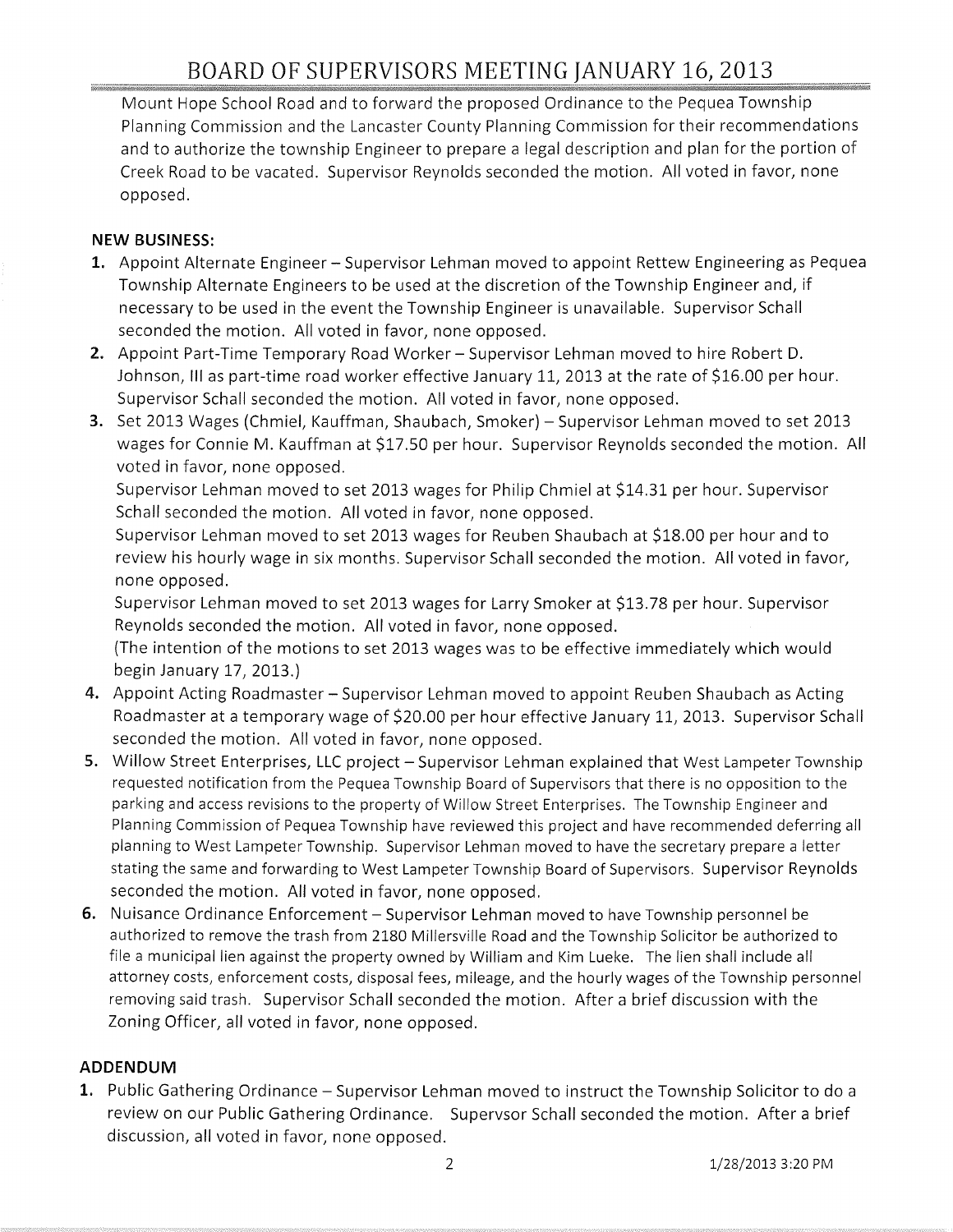Mount Hope School Road and to forward the proposed Ordinance to the Pequea Township Planning Commission and the Lancaster County Planning Commission for their recommendations and to authorize the township Engineer to prepare a legal description and plan for the portion of Creek Road to be vacated. Supervisor Reynolds seconded the motion. All voted in favor, none opposed.

**NEW BUSINESS:**

1. Appoint Alternate Engineer – Supervisor Lehman moved to appoint Rettew Engineering as Pequea Township Alternate Engineers to be used at the discretion of the Township Engineer and, if necessary to be used in the event the Township Engineer is unavailable. Supervisor Schall seconded the motion. All voted in favor, none opposed.
2. Appoint Part-Time Temporary Road Worker – Supervisor Lehman moved to hire Robert D. Johnson, III as part-time road worker effective January 11, 2013 at the rate of $16.00 per hour. Supervisor Schall seconded the motion. All voted in favor, none opposed.
3. Set 2013 Wages (Chmiel, Kauffman, Shaubach, Smoker) – Supervisor Lehman moved to set 2013 wages for Connie M. Kauffman at $17.50 per hour. Supervisor Reynolds seconded the motion. All voted in favor, none opposed.

   Supervisor Lehman moved to set 2013 wages for Philip Chmiel at $14.31 per hour. Supervisor Schall seconded the motion. All voted in favor, none opposed.

   Supervisor Lehman moved to set 2013 wages for Reuben Shaubach at $18.00 per hour and to review his hourly wage in six months. Supervisor Schall seconded the motion. All voted in favor, none opposed.

   Supervisor Lehman moved to set 2013 wages for Larry Smoker at $13.78 per hour. Supervisor Reynolds seconded the motion. All voted in favor, none opposed.

   (The intention of the motions to set 2013 wages was to be effective immediately which would begin January 17, 2013.)
4. Appoint Acting Roadmaster – Supervisor Lehman moved to appoint Reuben Shaubach as Acting Roadmaster at a temporary wage of $20.00 per hour effective January 11, 2013. Supervisor Schall seconded the motion. All voted in favor, none opposed.
5. Willow Street Enterprises, LLC project – Supervisor Lehman explained that West Lampeter Township requested notification from the Pequea Township Board of Supervisors that there is no opposition to the parking and access revisions to the property of Willow Street Enterprises. The Township Engineer and Planning Commission of Pequea Township have reviewed this project and have recommended deferring all planning to West Lampeter Township. Supervisor Lehman moved to have the secretary prepare a letter stating the same and forwarding to West Lampeter Township Board of Supervisors. Supervisor Reynolds seconded the motion. All voted in favor, none opposed.
6. Nuisance Ordinance Enforcement – Supervisor Lehman moved to have Township personnel be authorized to remove the trash from 2180 Millersville Road and the Township Solicitor be authorized to file a municipal lien against the property owned by William and Kim Lueke. The lien shall include all attorney costs, enforcement costs, disposal fees, mileage, and the hourly wages of the Township personnel removing said trash. Supervisor Schall seconded the motion. After a brief discussion with the Zoning Officer, all voted in favor, none opposed.

**ADDENDUM**

1. Public Gathering Ordinance – Supervisor Lehman moved to instruct the Township Solicitor to do a review on our Public Gathering Ordinance. Supervsor Schall seconded the motion. After a brief discussion, all voted in favor, none opposed.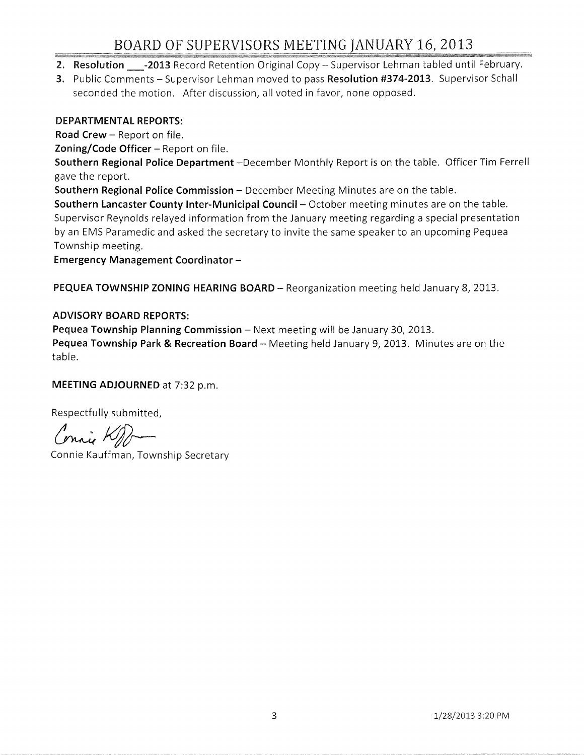# BOARD OF SUPERVISORS MEETING JANUARY 16, 2013

2. **Resolution ___-2013** Record Retention Original Copy – Supervisor Lehman tabled until February.
3. Public Comments – Supervisor Lehman moved to pass **Resolution #374-2013**. Supervisor Schall seconded the motion. After discussion, all voted in favor, none opposed.

**DEPARTMENTAL REPORTS:**

**Road Crew** – Report on file.

**Zoning/Code Officer** – Report on file.

**Southern Regional Police Department** –December Monthly Report is on the table. Officer Tim Ferrell gave the report.

**Southern Regional Police Commission** – December Meeting Minutes are on the table.

**Southern Lancaster County Inter-Municipal Council** – October meeting minutes are on the table. Supervisor Reynolds relayed information from the January meeting regarding a special presentation by an EMS Paramedic and asked the secretary to invite the same speaker to an upcoming Pequea Township meeting.

**Emergency Management Coordinator** –

**PEQUEA TOWNSHIP ZONING HEARING BOARD** – Reorganization meeting held January 8, 2013.

**ADVISORY BOARD REPORTS:**

**Pequea Township Planning Commission** – Next meeting will be January 30, 2013.

**Pequea Township Park & Recreation Board** – Meeting held January 9, 2013. Minutes are on the table.

**MEETING ADJOURNED** at 7:32 p.m.

Respectfully submitted,

Connie Kauffman, Township Secretary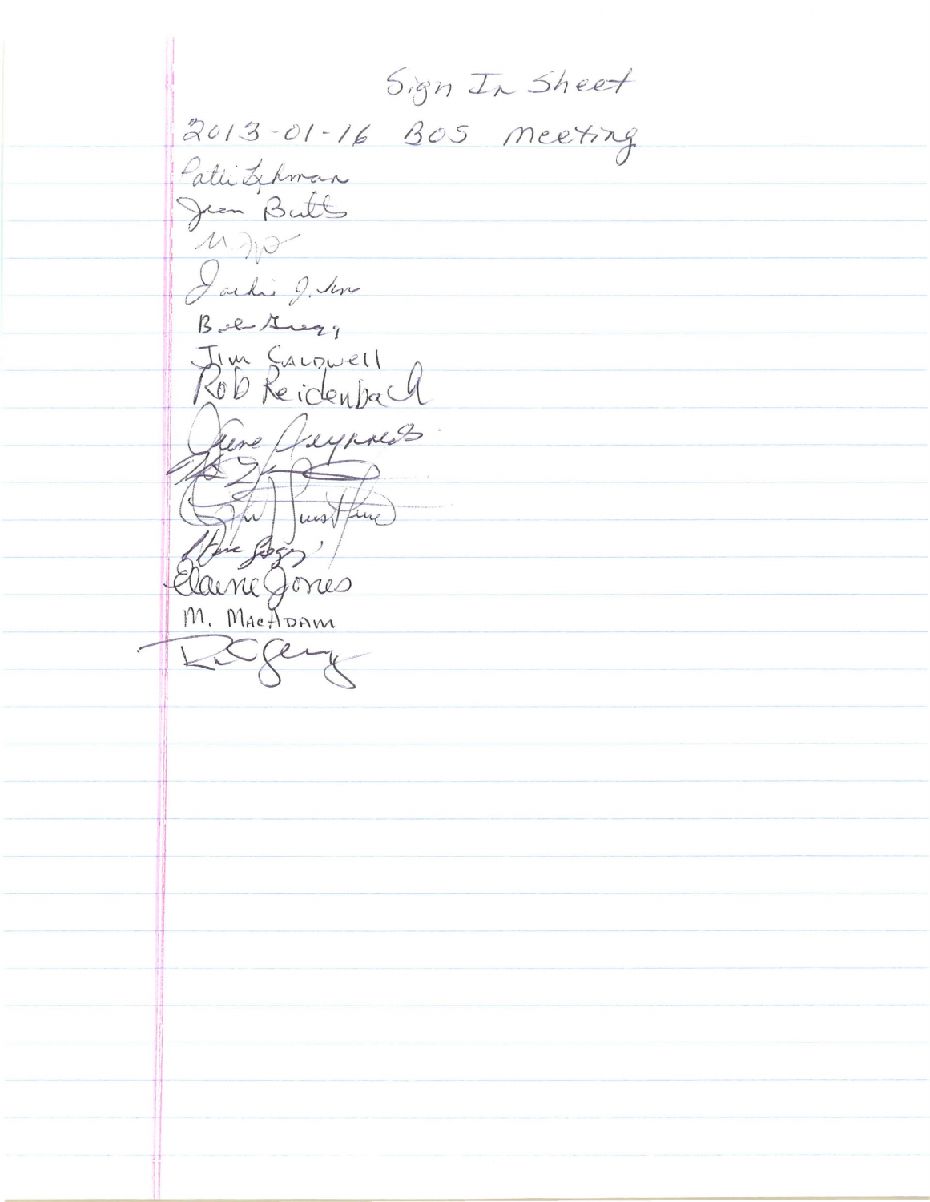Sign In Sheet

2013-01-16 BOS meeting

Patti Lehman

Jean Butts

M. JP

Jackie J. Ann

Bob Gregg

Jim Caldwell

Rob Reidenbach

Jene Jaynes

Steve Justine

Elaine Jones

M. MacAdam